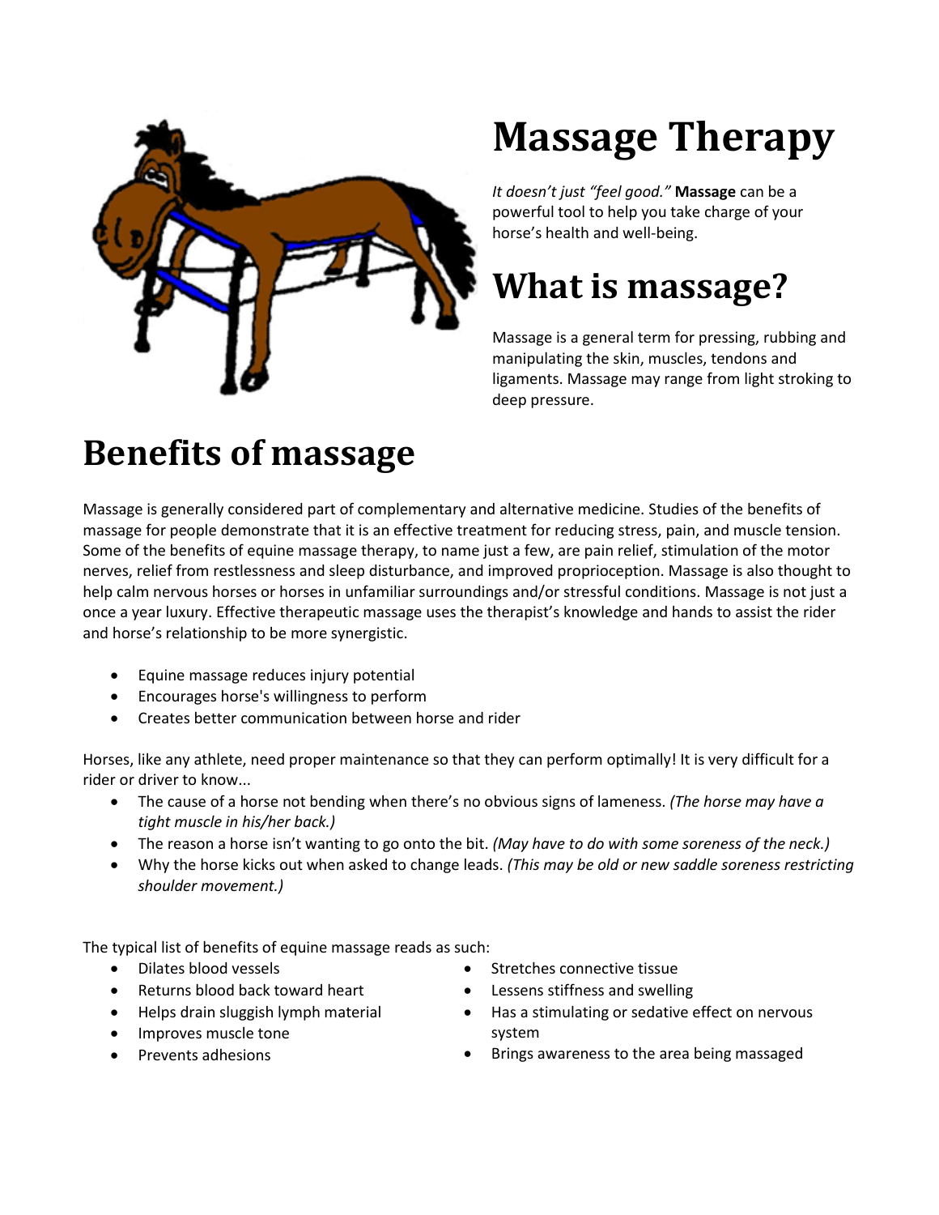# Massage Therapy

*It doesn't just "feel good."* **Massage** can be a powerful tool to help you take charge of your horse's health and well-being.

# What is massage?

Massage is a general term for pressing, rubbing and manipulating the skin, muscles, tendons and ligaments. Massage may range from light stroking to deep pressure.

# Benefits of massage

Massage is generally considered part of complementary and alternative medicine. Studies of the benefits of massage for people demonstrate that it is an effective treatment for reducing stress, pain, and muscle tension. Some of the benefits of equine massage therapy, to name just a few, are pain relief, stimulation of the motor nerves, relief from restlessness and sleep disturbance, and improved proprioception. Massage is also thought to help calm nervous horses or horses in unfamiliar surroundings and/or stressful conditions. Massage is not just a once a year luxury. Effective therapeutic massage uses the therapist's knowledge and hands to assist the rider and horse's relationship to be more synergistic.

- Equine massage reduces injury potential
- Encourages horse's willingness to perform
- Creates better communication between horse and rider

Horses, like any athlete, need proper maintenance so that they can perform optimally! It is very difficult for a rider or driver to know...

- The cause of a horse not bending when there's no obvious signs of lameness. *(The horse may have a tight muscle in his/her back.)*
- The reason a horse isn't wanting to go onto the bit. *(May have to do with some soreness of the neck.)*
- Why the horse kicks out when asked to change leads. *(This may be old or new saddle soreness restricting shoulder movement.)*

The typical list of benefits of equine massage reads as such:

- Dilates blood vessels
- Returns blood back toward heart
- Helps drain sluggish lymph material
- Improves muscle tone
- Prevents adhesions
- Stretches connective tissue
- Lessens stiffness and swelling
- Has a stimulating or sedative effect on nervous system
- Brings awareness to the area being massaged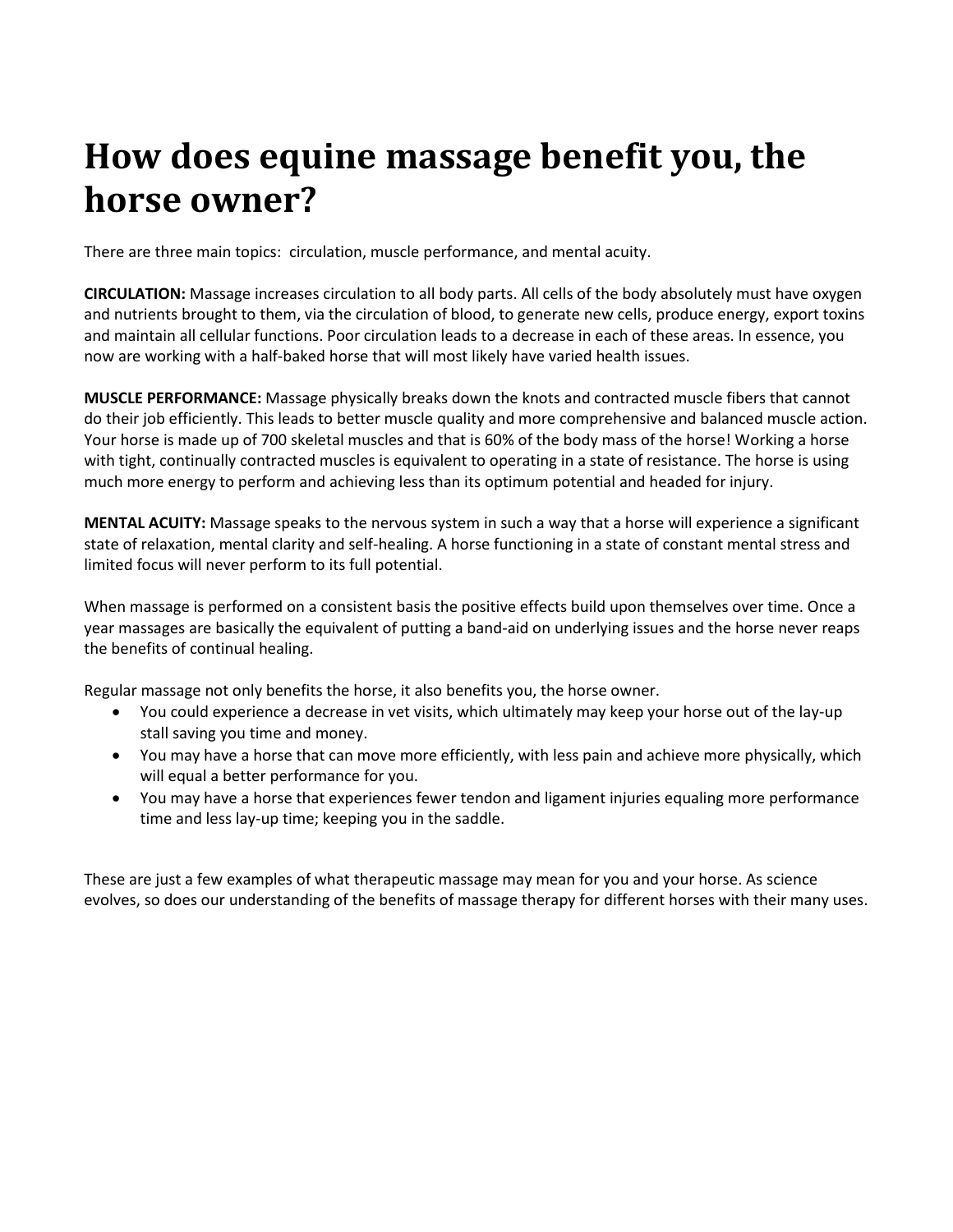# How does equine massage benefit you, the horse owner?

There are three main topics: circulation, muscle performance, and mental acuity.

**CIRCULATION:** Massage increases circulation to all body parts. All cells of the body absolutely must have oxygen and nutrients brought to them, via the circulation of blood, to generate new cells, produce energy, export toxins and maintain all cellular functions. Poor circulation leads to a decrease in each of these areas. In essence, you now are working with a half-baked horse that will most likely have varied health issues.

**MUSCLE PERFORMANCE:** Massage physically breaks down the knots and contracted muscle fibers that cannot do their job efficiently. This leads to better muscle quality and more comprehensive and balanced muscle action. Your horse is made up of 700 skeletal muscles and that is 60% of the body mass of the horse! Working a horse with tight, continually contracted muscles is equivalent to operating in a state of resistance. The horse is using much more energy to perform and achieving less than its optimum potential and headed for injury.

**MENTAL ACUITY:** Massage speaks to the nervous system in such a way that a horse will experience a significant state of relaxation, mental clarity and self-healing. A horse functioning in a state of constant mental stress and limited focus will never perform to its full potential.

When massage is performed on a consistent basis the positive effects build upon themselves over time. Once a year massages are basically the equivalent of putting a band-aid on underlying issues and the horse never reaps the benefits of continual healing.

Regular massage not only benefits the horse, it also benefits you, the horse owner.

- You could experience a decrease in vet visits, which ultimately may keep your horse out of the lay-up stall saving you time and money.
- You may have a horse that can move more efficiently, with less pain and achieve more physically, which will equal a better performance for you.
- You may have a horse that experiences fewer tendon and ligament injuries equaling more performance time and less lay-up time; keeping you in the saddle.

These are just a few examples of what therapeutic massage may mean for you and your horse. As science evolves, so does our understanding of the benefits of massage therapy for different horses with their many uses.